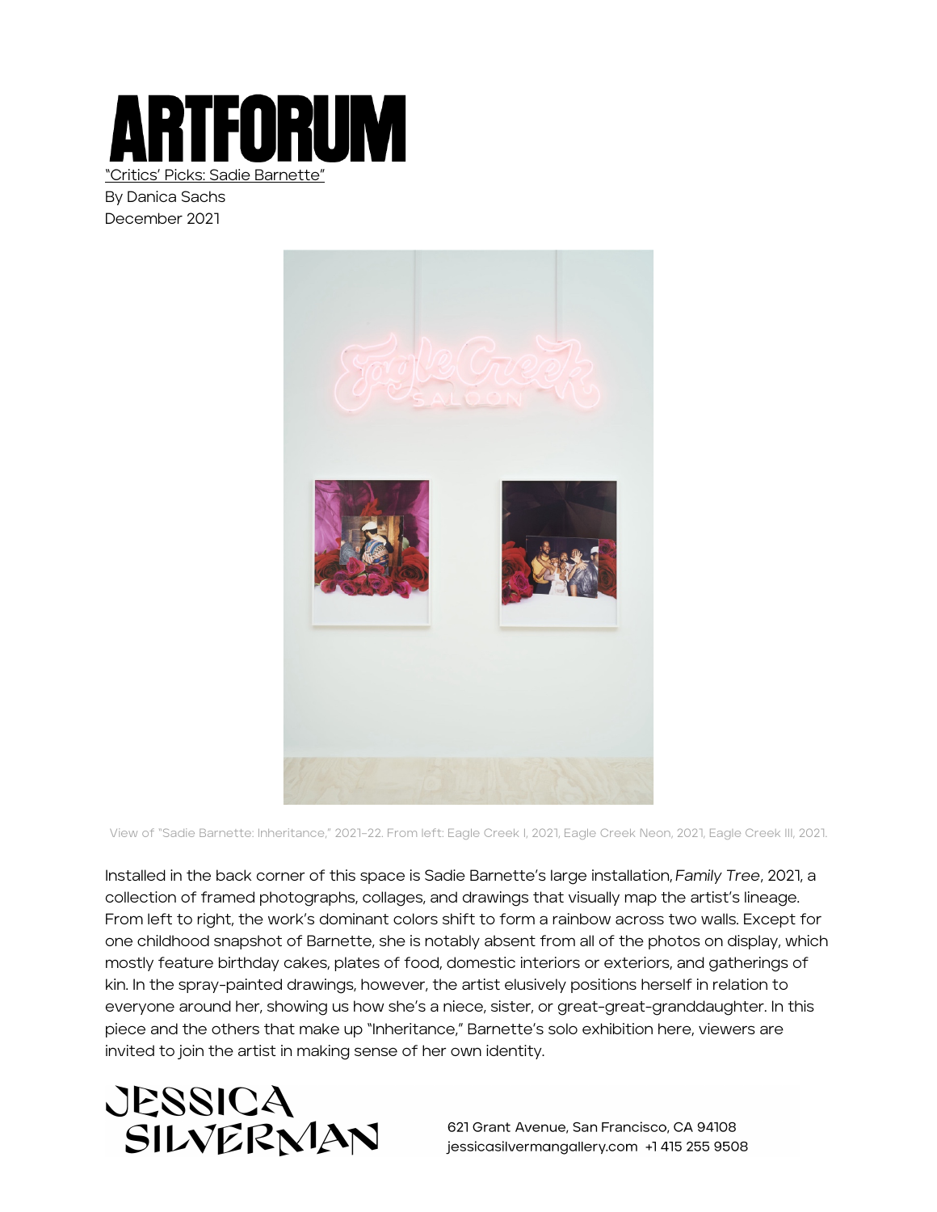# ARTFORUM

"Critics' Picks: Sadie Barnette"

By Danica Sachs

December 2021

View of "Sadie Barnette: Inheritance," 2021–22. From left: Eagle Creek I, 2021, Eagle Creek Neon, 2021, Eagle Creek III, 2021.

Installed in the back corner of this space is Sadie Barnette's large installation, *Family Tree*, 2021, a collection of framed photographs, collages, and drawings that visually map the artist's lineage. From left to right, the work's dominant colors shift to form a rainbow across two walls. Except for one childhood snapshot of Barnette, she is notably absent from all of the photos on display, which mostly feature birthday cakes, plates of food, domestic interiors or exteriors, and gatherings of kin. In the spray-painted drawings, however, the artist elusively positions herself in relation to everyone around her, showing us how she's a niece, sister, or great-great-granddaughter. In this piece and the others that make up "Inheritance," Barnette's solo exhibition here, viewers are invited to join the artist in making sense of her own identity.

JESSICA SILVERMAN

621 Grant Avenue, San Francisco, CA 94108
jessicasilvermangallery.com +1 415 255 9508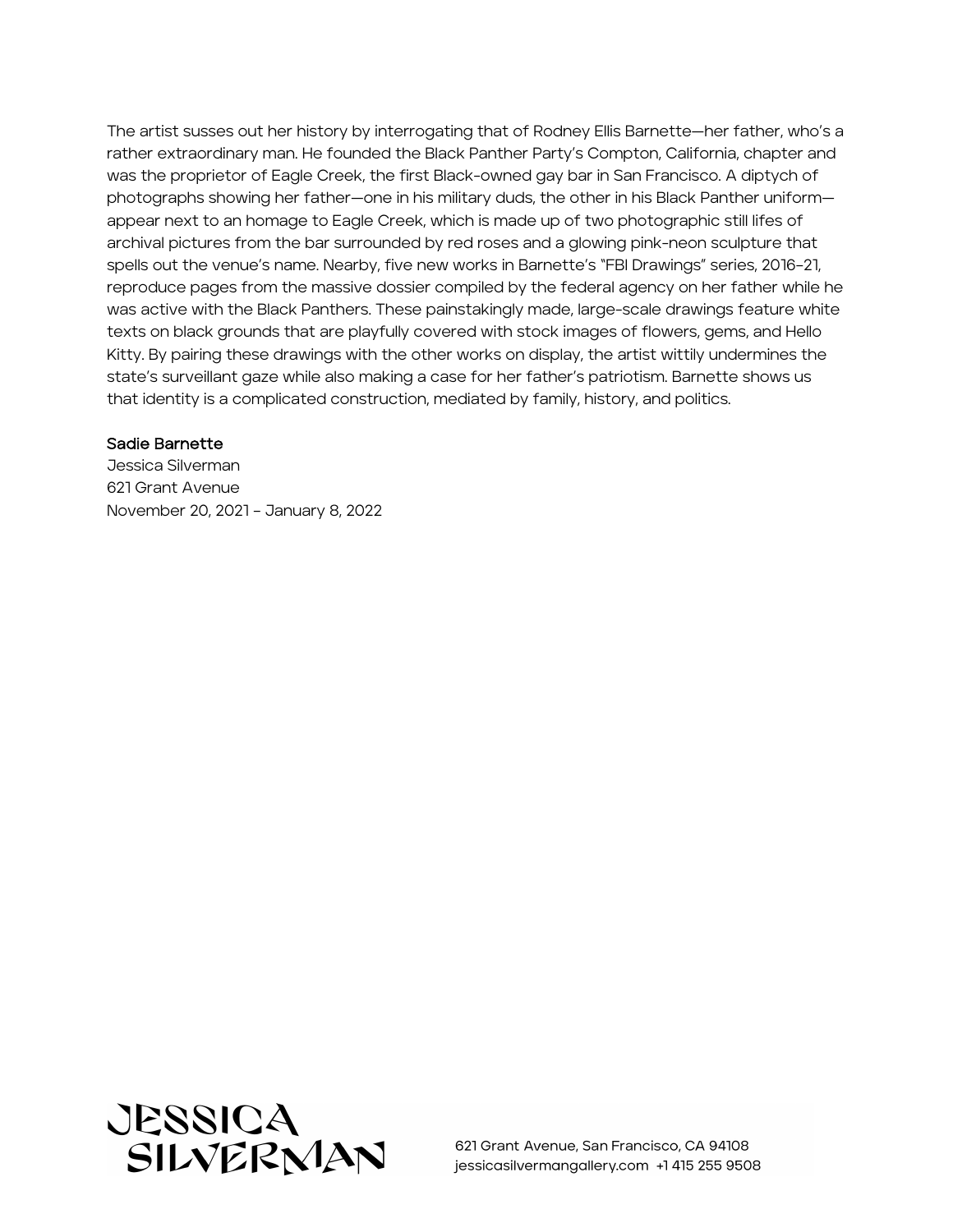The artist susses out her history by interrogating that of Rodney Ellis Barnette—her father, who's a rather extraordinary man. He founded the Black Panther Party's Compton, California, chapter and was the proprietor of Eagle Creek, the first Black-owned gay bar in San Francisco. A diptych of photographs showing her father—one in his military duds, the other in his Black Panther uniform—appear next to an homage to Eagle Creek, which is made up of two photographic still lifes of archival pictures from the bar surrounded by red roses and a glowing pink-neon sculpture that spells out the venue's name. Nearby, five new works in Barnette's "FBI Drawings" series, 2016–21, reproduce pages from the massive dossier compiled by the federal agency on her father while he was active with the Black Panthers. These painstakingly made, large-scale drawings feature white texts on black grounds that are playfully covered with stock images of flowers, gems, and Hello Kitty. By pairing these drawings with the other works on display, the artist wittily undermines the state's surveillant gaze while also making a case for her father's patriotism. Barnette shows us that identity is a complicated construction, mediated by family, history, and politics.

**Sadie Barnette**
Jessica Silverman
621 Grant Avenue
November 20, 2021 – January 8, 2022

JESSICA SILVERMAN

621 Grant Avenue, San Francisco, CA 94108
jessicasilvermangallery.com +1 415 255 9508